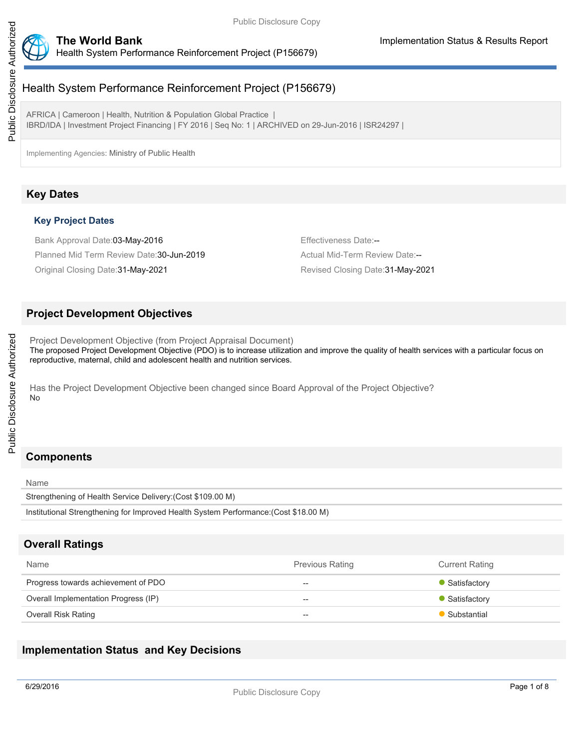# Health System Performance Reinforcement Project (P156679)

AFRICA | Cameroon | Health, Nutrition & Population Global Practice |
IBRD/IDA | Investment Project Financing | FY 2016 | Seq No: 1 | ARCHIVED on 29-Jun-2016 | ISR24297 |

Implementing Agencies: Ministry of Public Health

## Key Dates

### Key Project Dates

Bank Approval Date:03-May-2016

Effectiveness Date:--

Planned Mid Term Review Date:30-Jun-2019

Actual Mid-Term Review Date:--

Original Closing Date:31-May-2021

Revised Closing Date:31-May-2021

## Project Development Objectives

Project Development Objective (from Project Appraisal Document)

The proposed Project Development Objective (PDO) is to increase utilization and improve the quality of health services with a particular focus on reproductive, maternal, child and adolescent health and nutrition services.

Has the Project Development Objective been changed since Board Approval of the Project Objective?

No

## Components

| Name |
| --- |
| Strengthening of Health Service Delivery:(Cost $109.00 M) |
| Institutional Strengthening for Improved Health System Performance:(Cost $18.00 M) |

## Overall Ratings

| Name | Previous Rating | Current Rating |
| --- | --- | --- |
| Progress towards achievement of PDO | -- | Satisfactory |
| Overall Implementation Progress (IP) | -- | Satisfactory |
| Overall Risk Rating | -- | Substantial |

## Implementation Status and Key Decisions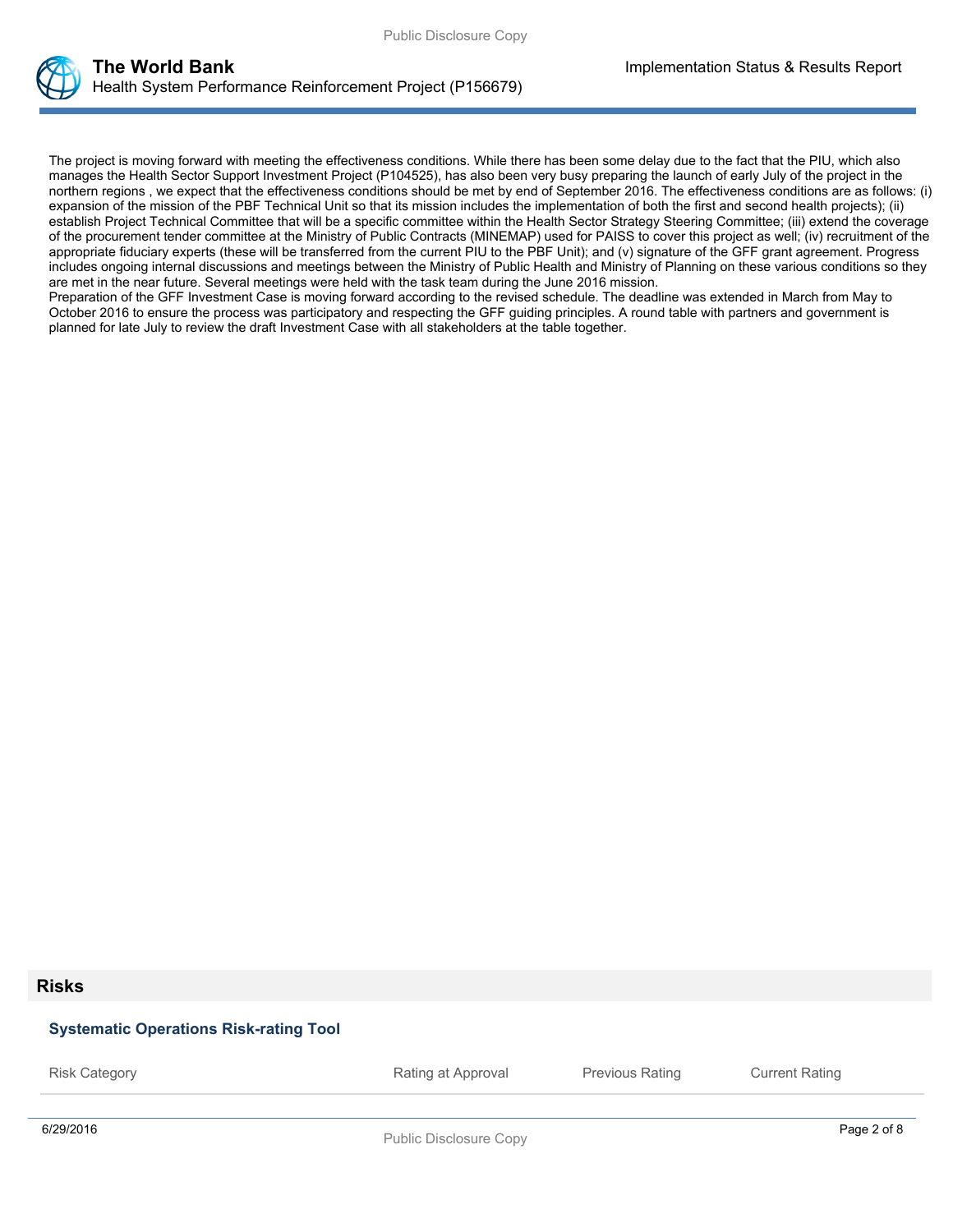The project is moving forward with meeting the effectiveness conditions. While there has been some delay due to the fact that the PIU, which also manages the Health Sector Support Investment Project (P104525), has also been very busy preparing the launch of early July of the project in the northern regions , we expect that the effectiveness conditions should be met by end of September 2016. The effectiveness conditions are as follows: (i) expansion of the mission of the PBF Technical Unit so that its mission includes the implementation of both the first and second health projects); (ii) establish Project Technical Committee that will be a specific committee within the Health Sector Strategy Steering Committee; (iii) extend the coverage of the procurement tender committee at the Ministry of Public Contracts (MINEMAP) used for PAISS to cover this project as well; (iv) recruitment of the appropriate fiduciary experts (these will be transferred from the current PIU to the PBF Unit); and (v) signature of the GFF grant agreement. Progress includes ongoing internal discussions and meetings between the Ministry of Public Health and Ministry of Planning on these various conditions so they are met in the near future. Several meetings were held with the task team during the June 2016 mission.
Preparation of the GFF Investment Case is moving forward according to the revised schedule. The deadline was extended in March from May to October 2016 to ensure the process was participatory and respecting the GFF guiding principles. A round table with partners and government is planned for late July to review the draft Investment Case with all stakeholders at the table together.

## Risks

### Systematic Operations Risk-rating Tool

| Risk Category | Rating at Approval | Previous Rating | Current Rating |
|---|---|---|---|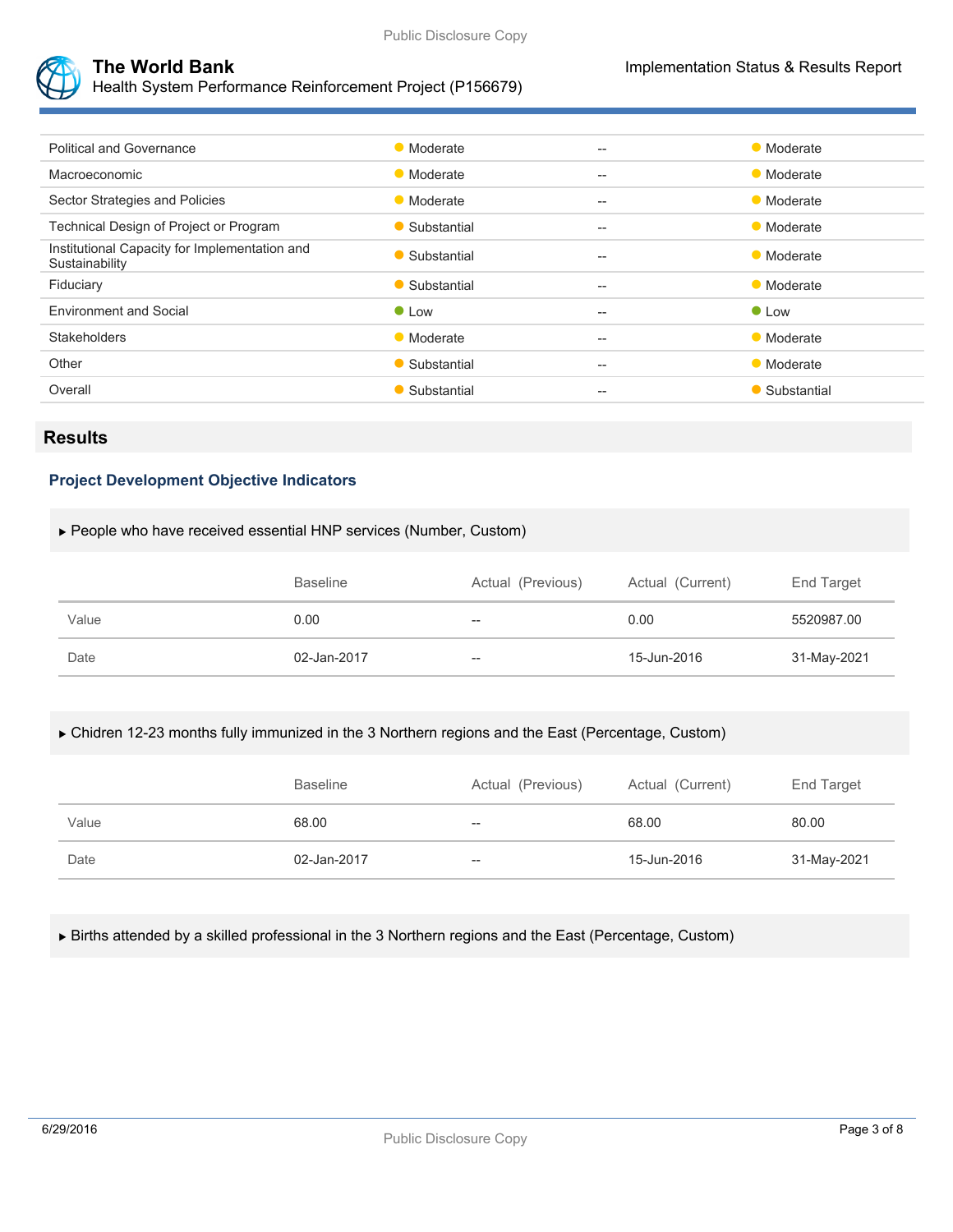| | | | |
|---|---|---|---|
| Political and Governance | Moderate | -- | Moderate |
| Macroeconomic | Moderate | -- | Moderate |
| Sector Strategies and Policies | Moderate | -- | Moderate |
| Technical Design of Project or Program | Substantial | -- | Moderate |
| Institutional Capacity for Implementation and Sustainability | Substantial | -- | Moderate |
| Fiduciary | Substantial | -- | Moderate |
| Environment and Social | Low | -- | Low |
| Stakeholders | Moderate | -- | Moderate |
| Other | Substantial | -- | Moderate |
| Overall | Substantial | -- | Substantial |

## Results

### Project Development Objective Indicators

▶ People who have received essential HNP services (Number, Custom)

| | Baseline | Actual (Previous) | Actual (Current) | End Target |
|---|---|---|---|---|
| Value | 0.00 | -- | 0.00 | 5520987.00 |
| Date | 02-Jan-2017 | -- | 15-Jun-2016 | 31-May-2021 |

▶ Chidren 12-23 months fully immunized in the 3 Northern regions and the East (Percentage, Custom)

| | Baseline | Actual (Previous) | Actual (Current) | End Target |
|---|---|---|---|---|
| Value | 68.00 | -- | 68.00 | 80.00 |
| Date | 02-Jan-2017 | -- | 15-Jun-2016 | 31-May-2021 |

▶ Births attended by a skilled professional in the 3 Northern regions and the East (Percentage, Custom)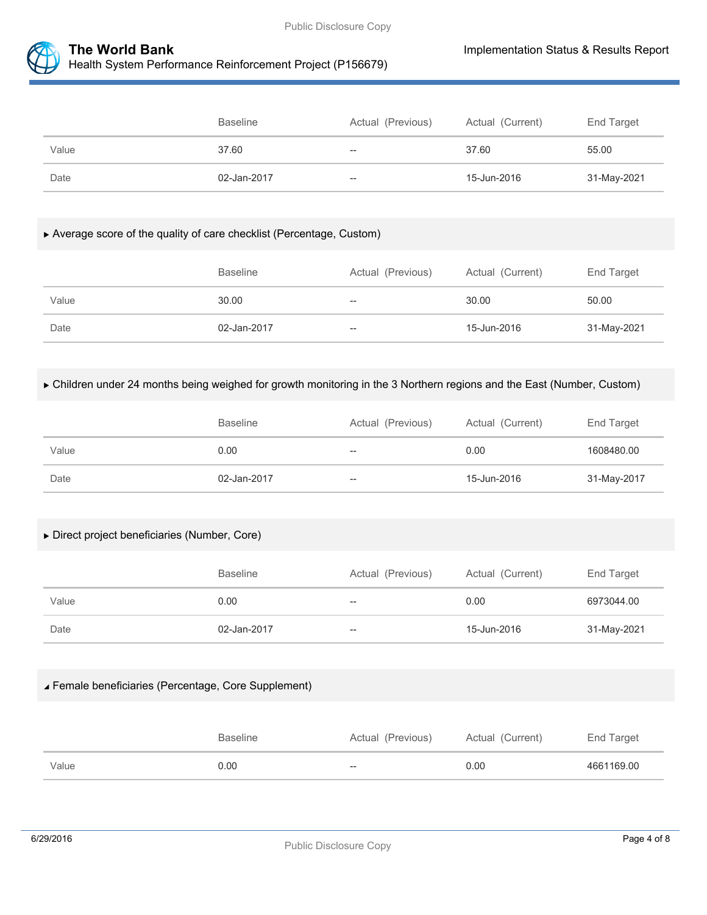| | Baseline | Actual (Previous) | Actual (Current) | End Target |
|---|---|---|---|---|
| Value | 37.60 | -- | 37.60 | 55.00 |
| Date | 02-Jan-2017 | -- | 15-Jun-2016 | 31-May-2021 |

▶ Average score of the quality of care checklist (Percentage, Custom)

| | Baseline | Actual (Previous) | Actual (Current) | End Target |
|---|---|---|---|---|
| Value | 30.00 | -- | 30.00 | 50.00 |
| Date | 02-Jan-2017 | -- | 15-Jun-2016 | 31-May-2021 |

▶ Children under 24 months being weighed for growth monitoring in the 3 Northern regions and the East (Number, Custom)

| | Baseline | Actual (Previous) | Actual (Current) | End Target |
|---|---|---|---|---|
| Value | 0.00 | -- | 0.00 | 1608480.00 |
| Date | 02-Jan-2017 | -- | 15-Jun-2016 | 31-May-2017 |

▶ Direct project beneficiaries (Number, Core)

| | Baseline | Actual (Previous) | Actual (Current) | End Target |
|---|---|---|---|---|
| Value | 0.00 | -- | 0.00 | 6973044.00 |
| Date | 02-Jan-2017 | -- | 15-Jun-2016 | 31-May-2021 |

◢ Female beneficiaries (Percentage, Core Supplement)

| | Baseline | Actual (Previous) | Actual (Current) | End Target |
|---|---|---|---|---|
| Value | 0.00 | -- | 0.00 | 4661169.00 |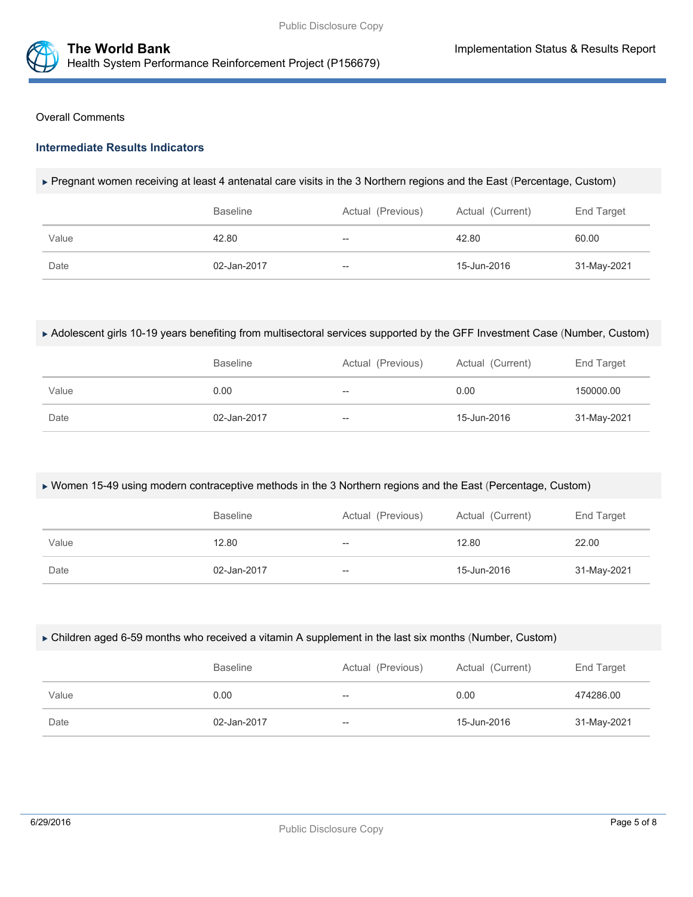Overall Comments

### Intermediate Results Indicators

▸ Pregnant women receiving at least 4 antenatal care visits in the 3 Northern regions and the East (Percentage, Custom)

| | Baseline | Actual (Previous) | Actual (Current) | End Target |
|---|---|---|---|---|
| Value | 42.80 | -- | 42.80 | 60.00 |
| Date | 02-Jan-2017 | -- | 15-Jun-2016 | 31-May-2021 |

▸ Adolescent girls 10-19 years benefiting from multisectoral services supported by the GFF Investment Case (Number, Custom)

| | Baseline | Actual (Previous) | Actual (Current) | End Target |
|---|---|---|---|---|
| Value | 0.00 | -- | 0.00 | 150000.00 |
| Date | 02-Jan-2017 | -- | 15-Jun-2016 | 31-May-2021 |

▸ Women 15-49 using modern contraceptive methods in the 3 Northern regions and the East (Percentage, Custom)

| | Baseline | Actual (Previous) | Actual (Current) | End Target |
|---|---|---|---|---|
| Value | 12.80 | -- | 12.80 | 22.00 |
| Date | 02-Jan-2017 | -- | 15-Jun-2016 | 31-May-2021 |

▸ Children aged 6-59 months who received a vitamin A supplement in the last six months (Number, Custom)

| | Baseline | Actual (Previous) | Actual (Current) | End Target |
|---|---|---|---|---|
| Value | 0.00 | -- | 0.00 | 474286.00 |
| Date | 02-Jan-2017 | -- | 15-Jun-2016 | 31-May-2021 |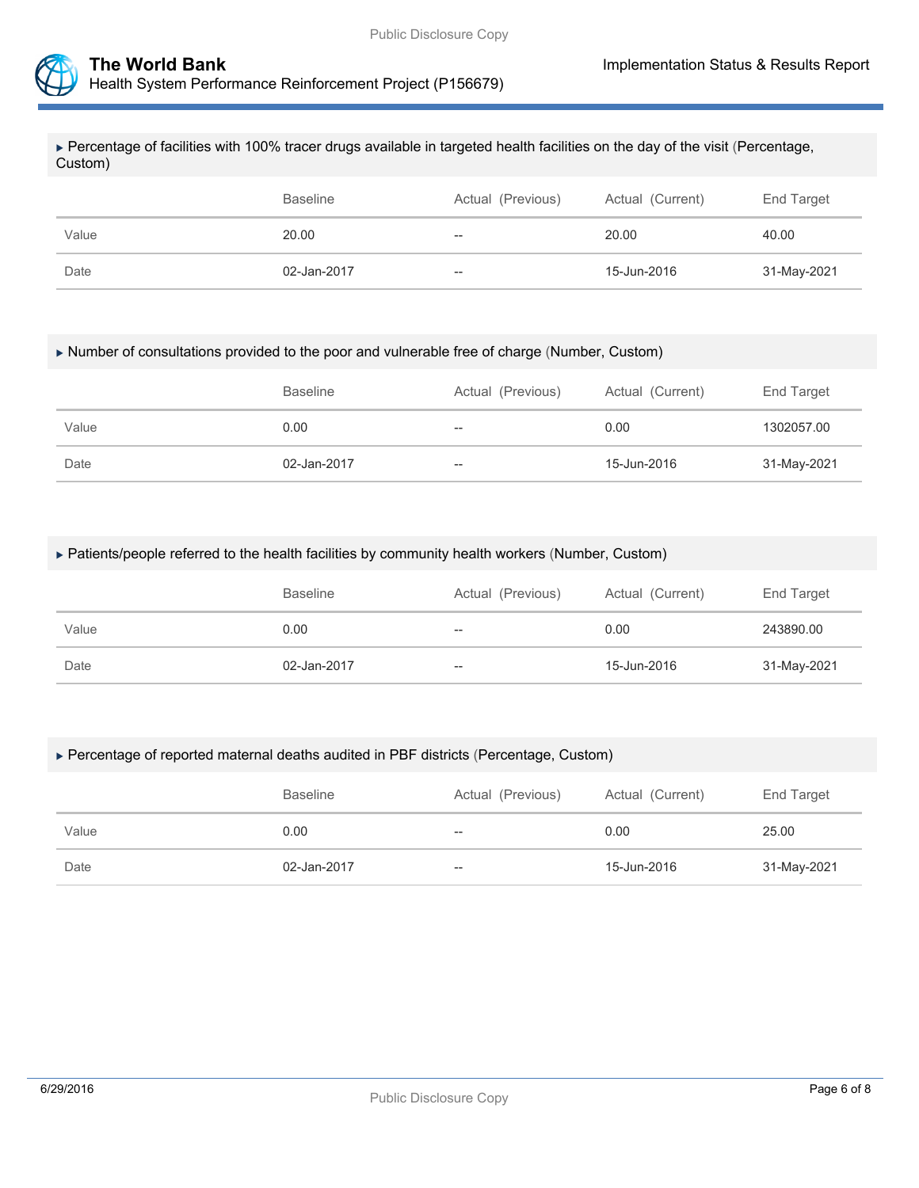▶ Percentage of facilities with 100% tracer drugs available in targeted health facilities on the day of the visit (Percentage, Custom)

| | Baseline | Actual (Previous) | Actual (Current) | End Target |
| --- | --- | --- | --- | --- |
| Value | 20.00 | -- | 20.00 | 40.00 |
| Date | 02-Jan-2017 | -- | 15-Jun-2016 | 31-May-2021 |

▶ Number of consultations provided to the poor and vulnerable free of charge (Number, Custom)

| | Baseline | Actual (Previous) | Actual (Current) | End Target |
| --- | --- | --- | --- | --- |
| Value | 0.00 | -- | 0.00 | 1302057.00 |
| Date | 02-Jan-2017 | -- | 15-Jun-2016 | 31-May-2021 |

▶ Patients/people referred to the health facilities by community health workers (Number, Custom)

| | Baseline | Actual (Previous) | Actual (Current) | End Target |
| --- | --- | --- | --- | --- |
| Value | 0.00 | -- | 0.00 | 243890.00 |
| Date | 02-Jan-2017 | -- | 15-Jun-2016 | 31-May-2021 |

▶ Percentage of reported maternal deaths audited in PBF districts (Percentage, Custom)

| | Baseline | Actual (Previous) | Actual (Current) | End Target |
| --- | --- | --- | --- | --- |
| Value | 0.00 | -- | 0.00 | 25.00 |
| Date | 02-Jan-2017 | -- | 15-Jun-2016 | 31-May-2021 |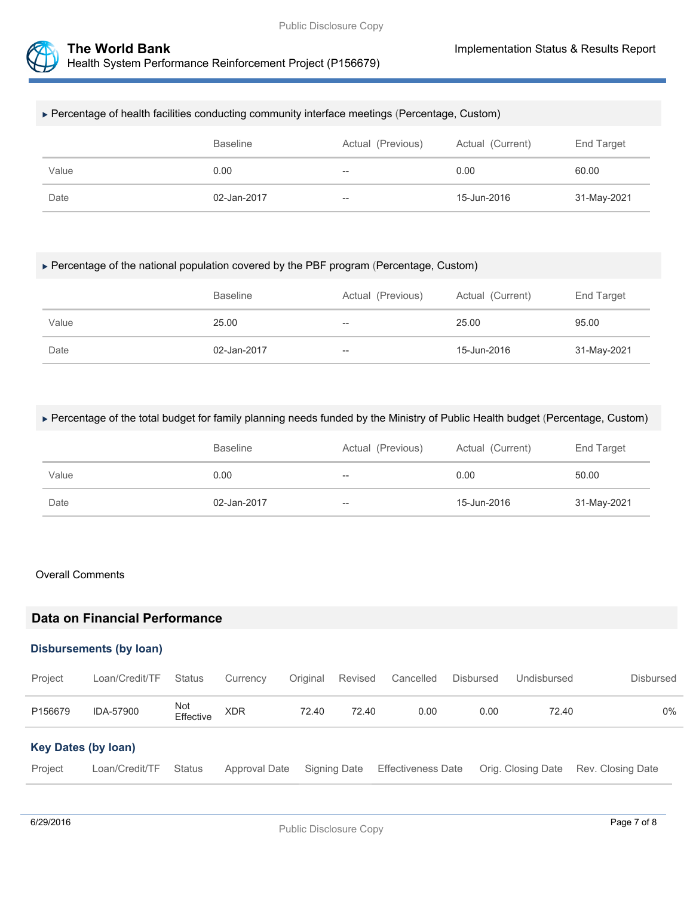### ▶ Percentage of health facilities conducting community interface meetings (Percentage, Custom)

| | Baseline | Actual (Previous) | Actual (Current) | End Target |
|---|---|---|---|---|
| Value | 0.00 | -- | 0.00 | 60.00 |
| Date | 02-Jan-2017 | -- | 15-Jun-2016 | 31-May-2021 |

### ▶ Percentage of the national population covered by the PBF program (Percentage, Custom)

| | Baseline | Actual (Previous) | Actual (Current) | End Target |
|---|---|---|---|---|
| Value | 25.00 | -- | 25.00 | 95.00 |
| Date | 02-Jan-2017 | -- | 15-Jun-2016 | 31-May-2021 |

### ▶ Percentage of the total budget for family planning needs funded by the Ministry of Public Health budget (Percentage, Custom)

| | Baseline | Actual (Previous) | Actual (Current) | End Target |
|---|---|---|---|---|
| Value | 0.00 | -- | 0.00 | 50.00 |
| Date | 02-Jan-2017 | -- | 15-Jun-2016 | 31-May-2021 |

Overall Comments

## Data on Financial Performance

### Disbursements (by loan)

| Project | Loan/Credit/TF | Status | Currency | Original | Revised | Cancelled | Disbursed | Undisbursed | Disbursed |
|---|---|---|---|---|---|---|---|---|---|
| P156679 | IDA-57900 | Not Effective | XDR | 72.40 | 72.40 | 0.00 | 0.00 | 72.40 | 0% |

### Key Dates (by loan)

| Project | Loan/Credit/TF | Status | Approval Date | Signing Date | Effectiveness Date | Orig. Closing Date | Rev. Closing Date |
|---|---|---|---|---|---|---|---|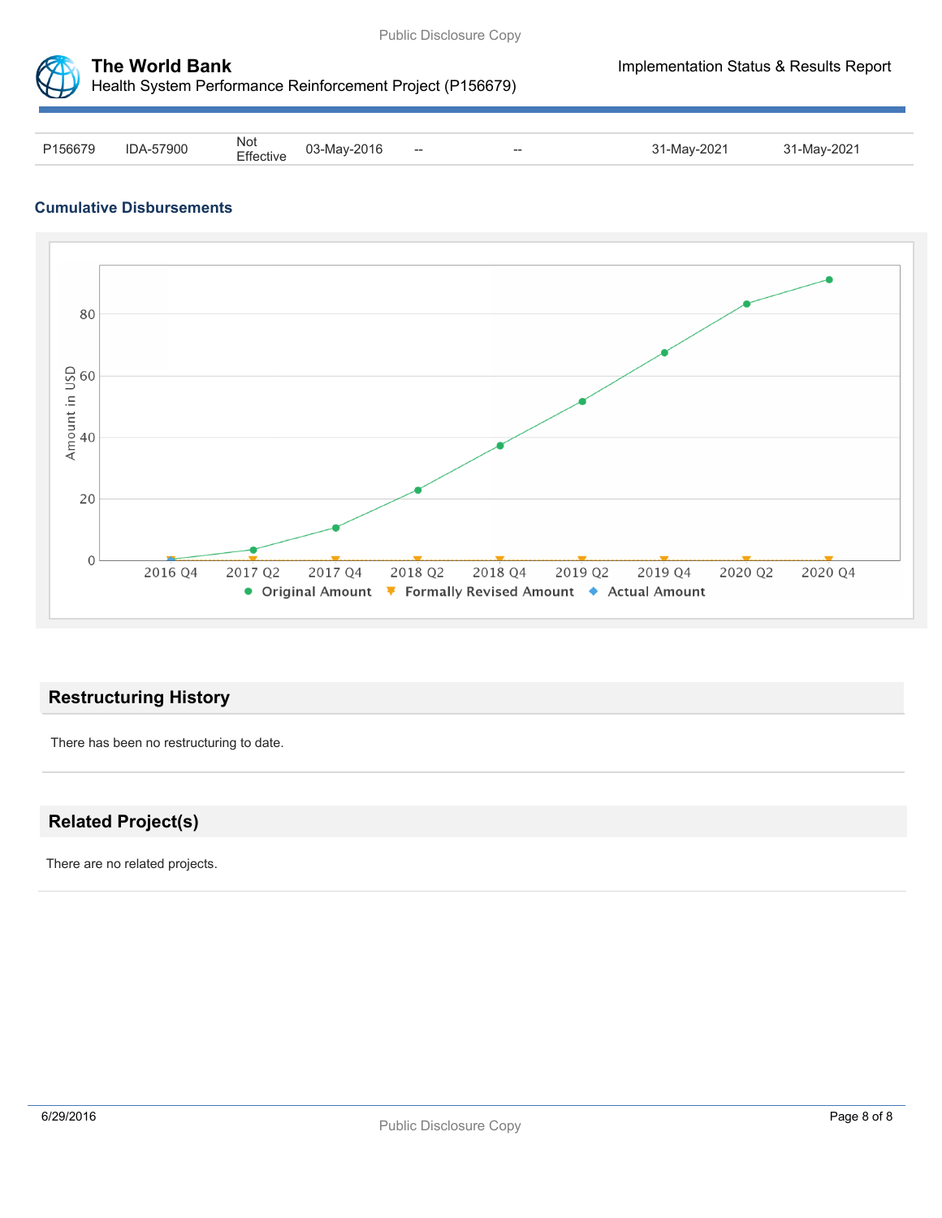| | | | | | | | |
|---|---|---|---|---|---|---|---|
| P156679 | IDA-57900 | Not Effective | 03-May-2016 | -- | -- | 31-May-2021 | 31-May-2021 |

### Cumulative Disbursements

Amount in USD

80

60

40

20

0

2016 Q4
2017 Q2
2017 Q4
2018 Q2
2018 Q4
2019 Q2
2019 Q4
2020 Q2
2020 Q4

Original Amount
Formally Revised Amount
Actual Amount

## Restructuring History

There has been no restructuring to date.

## Related Project(s)

There are no related projects.